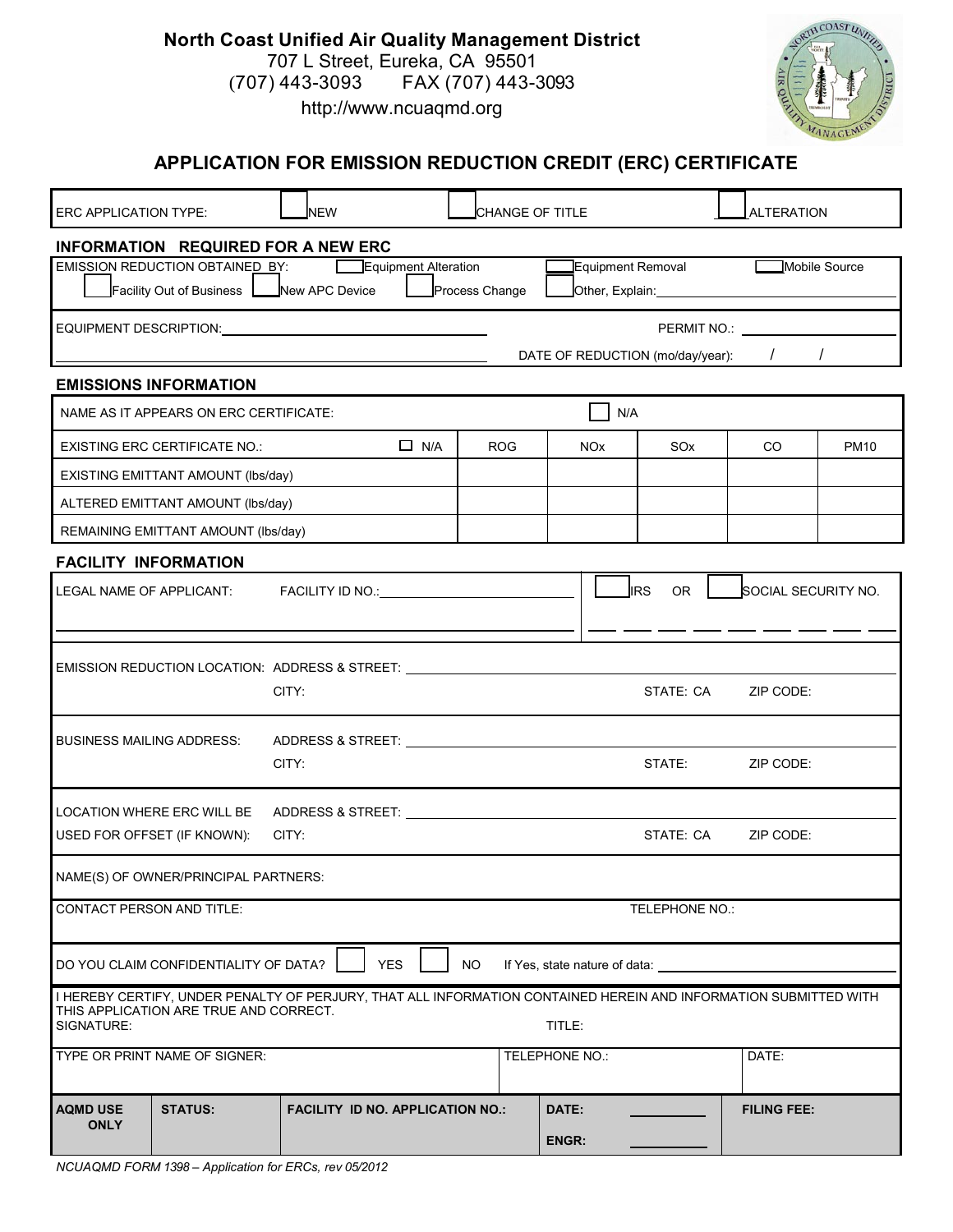**North Coast Unified Air Quality Management District**
707 L Street, Eureka, CA 95501
(707) 443-3093 FAX (707) 443-3093
http://www.ncuaqmd.org

# APPLICATION FOR EMISSION REDUCTION CREDIT (ERC) CERTIFICATE

ERC APPLICATION TYPE: ☐ NEW ☐ CHANGE OF TITLE ☐ ALTERATION

## INFORMATION REQUIRED FOR A NEW ERC

EMISSION REDUCTION OBTAINED BY: ☐ Equipment Alteration ☐ Equipment Removal ☐ Mobile Source
☐ Facility Out of Business ☐ New APC Device ☐ Process Change ☐ Other, Explain: \_\_\_\_\_\_\_\_\_\_\_\_\_\_\_\_

EQUIPMENT DESCRIPTION: \_\_\_\_\_\_\_\_\_\_\_\_\_\_\_\_ PERMIT NO.: \_\_\_\_\_\_\_\_\_\_\_\_

DATE OF REDUCTION (mo/day/year): / /

## EMISSIONS INFORMATION

NAME AS IT APPEARS ON ERC CERTIFICATE: ☐ N/A

| EXISTING ERC CERTIFICATE NO.: ☐ N/A | ROG | NOx | SOx | CO | PM10 |
|---|---|---|---|---|---|
| EXISTING EMITTANT AMOUNT (lbs/day) | | | | | |
| ALTERED EMITTANT AMOUNT (lbs/day) | | | | | |
| REMAINING EMITTANT AMOUNT (lbs/day) | | | | | |

## FACILITY INFORMATION

LEGAL NAME OF APPLICANT: FACILITY ID NO.: \_\_\_\_\_\_\_\_\_\_\_\_ ☐ IRS OR ☐ SOCIAL SECURITY NO.

EMISSION REDUCTION LOCATION: ADDRESS & STREET: \_\_\_\_\_\_\_\_\_\_\_\_
CITY: STATE: CA ZIP CODE:

BUSINESS MAILING ADDRESS: ADDRESS & STREET: \_\_\_\_\_\_\_\_\_\_\_\_
CITY: STATE: ZIP CODE:

LOCATION WHERE ERC WILL BE USED FOR OFFSET (IF KNOWN): ADDRESS & STREET: \_\_\_\_\_\_\_\_\_\_\_\_
CITY: STATE: CA ZIP CODE:

NAME(S) OF OWNER/PRINCIPAL PARTNERS:

CONTACT PERSON AND TITLE: TELEPHONE NO.:

DO YOU CLAIM CONFIDENTIALITY OF DATA? ☐ YES ☐ NO If Yes, state nature of data: \_\_\_\_\_\_\_\_\_\_\_\_

I HEREBY CERTIFY, UNDER PENALTY OF PERJURY, THAT ALL INFORMATION CONTAINED HEREIN AND INFORMATION SUBMITTED WITH THIS APPLICATION ARE TRUE AND CORRECT.

SIGNATURE: TITLE:

TYPE OR PRINT NAME OF SIGNER: TELEPHONE NO.: DATE:

| AQMD USE ONLY | STATUS: | FACILITY ID NO. APPLICATION NO.: | DATE: \_\_\_\_\_\_ ENGR: \_\_\_\_\_\_ | FILING FEE: |
|---|---|---|---|---|

*NCUAQMD FORM 1398 – Application for ERCs, rev 05/2012*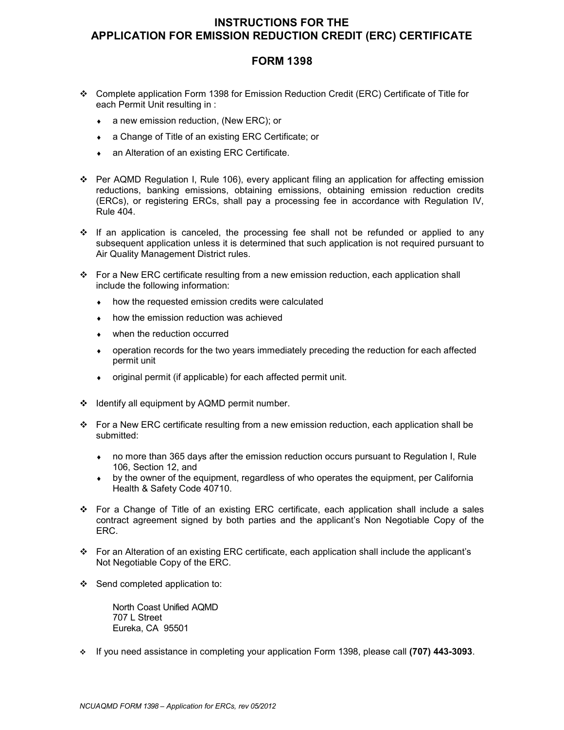# INSTRUCTIONS FOR THE APPLICATION FOR EMISSION REDUCTION CREDIT (ERC) CERTIFICATE

## FORM 1398

- Complete application Form 1398 for Emission Reduction Credit (ERC) Certificate of Title for each Permit Unit resulting in :
  - a new emission reduction, (New ERC); or
  - a Change of Title of an existing ERC Certificate; or
  - an Alteration of an existing ERC Certificate.
- Per AQMD Regulation I, Rule 106), every applicant filing an application for affecting emission reductions, banking emissions, obtaining emissions, obtaining emission reduction credits (ERCs), or registering ERCs, shall pay a processing fee in accordance with Regulation IV, Rule 404.
- If an application is canceled, the processing fee shall not be refunded or applied to any subsequent application unless it is determined that such application is not required pursuant to Air Quality Management District rules.
- For a New ERC certificate resulting from a new emission reduction, each application shall include the following information:
  - how the requested emission credits were calculated
  - how the emission reduction was achieved
  - when the reduction occurred
  - operation records for the two years immediately preceding the reduction for each affected permit unit
  - original permit (if applicable) for each affected permit unit.
- Identify all equipment by AQMD permit number.
- For a New ERC certificate resulting from a new emission reduction, each application shall be submitted:
  - no more than 365 days after the emission reduction occurs pursuant to Regulation I, Rule 106, Section 12, and
  - by the owner of the equipment, regardless of who operates the equipment, per California Health & Safety Code 40710.
- For a Change of Title of an existing ERC certificate, each application shall include a sales contract agreement signed by both parties and the applicant's Non Negotiable Copy of the ERC.
- For an Alteration of an existing ERC certificate, each application shall include the applicant's Not Negotiable Copy of the ERC.
- Send completed application to:

  North Coast Unified AQMD
  707 L Street
  Eureka, CA 95501

- If you need assistance in completing your application Form 1398, please call **(707) 443-3093**.

*NCUAQMD FORM 1398 – Application for ERCs, rev 05/2012*